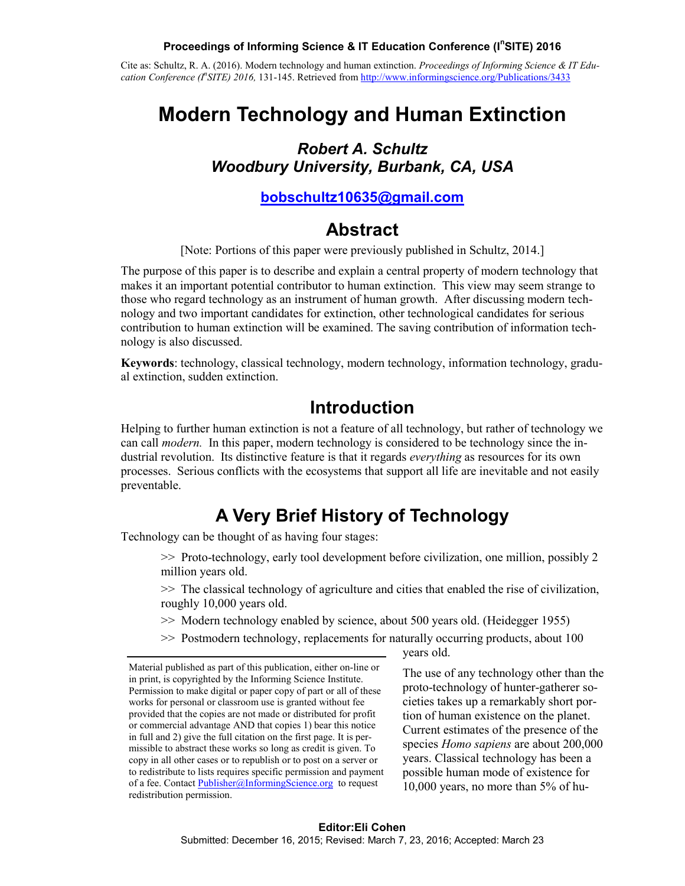Cite as: Schultz, R. A. (2016). Modern technology and human extinction. *Proceedings of Informing Science & IT Education Conference (InSITE) 2016,* 131-145. Retrieved from http://www.informingscience.org/Publications/3433

# Modern Technology and Human Extinction

***Robert A. Schultz***
***Woodbury University, Burbank, CA, USA***

**bobschultz10635@gmail.com**

## Abstract

[Note: Portions of this paper were previously published in Schultz, 2014.]

The purpose of this paper is to describe and explain a central property of modern technology that makes it an important potential contributor to human extinction. This view may seem strange to those who regard technology as an instrument of human growth. After discussing modern technology and two important candidates for extinction, other technological candidates for serious contribution to human extinction will be examined. The saving contribution of information technology is also discussed.

**Keywords**: technology, classical technology, modern technology, information technology, gradual extinction, sudden extinction.

## Introduction

Helping to further human extinction is not a feature of all technology, but rather of technology we can call *modern.* In this paper, modern technology is considered to be technology since the industrial revolution. Its distinctive feature is that it regards *everything* as resources for its own processes. Serious conflicts with the ecosystems that support all life are inevitable and not easily preventable.

## A Very Brief History of Technology

Technology can be thought of as having four stages:

>> Proto-technology, early tool development before civilization, one million, possibly 2 million years old.

>> The classical technology of agriculture and cities that enabled the rise of civilization, roughly 10,000 years old.

>> Modern technology enabled by science, about 500 years old. (Heidegger 1955)

>> Postmodern technology, replacements for naturally occurring products, about 100 years old.

The use of any technology other than the proto-technology of hunter-gatherer societies takes up a remarkably short portion of human existence on the planet. Current estimates of the presence of the species *Homo sapiens* are about 200,000 years. Classical technology has been a possible human mode of existence for 10,000 years, no more than 5% of hu-

Material published as part of this publication, either on-line or in print, is copyrighted by the Informing Science Institute. Permission to make digital or paper copy of part or all of these works for personal or classroom use is granted without fee provided that the copies are not made or distributed for profit or commercial advantage AND that copies 1) bear this notice in full and 2) give the full citation on the first page. It is permissible to abstract these works so long as credit is given. To copy in all other cases or to republish or to post on a server or to redistribute to lists requires specific permission and payment of a fee. Contact Publisher@InformingScience.org to request redistribution permission.

Editor: Eli Cohen
Submitted: December 16, 2015; Revised: March 7, 23, 2016; Accepted: March 23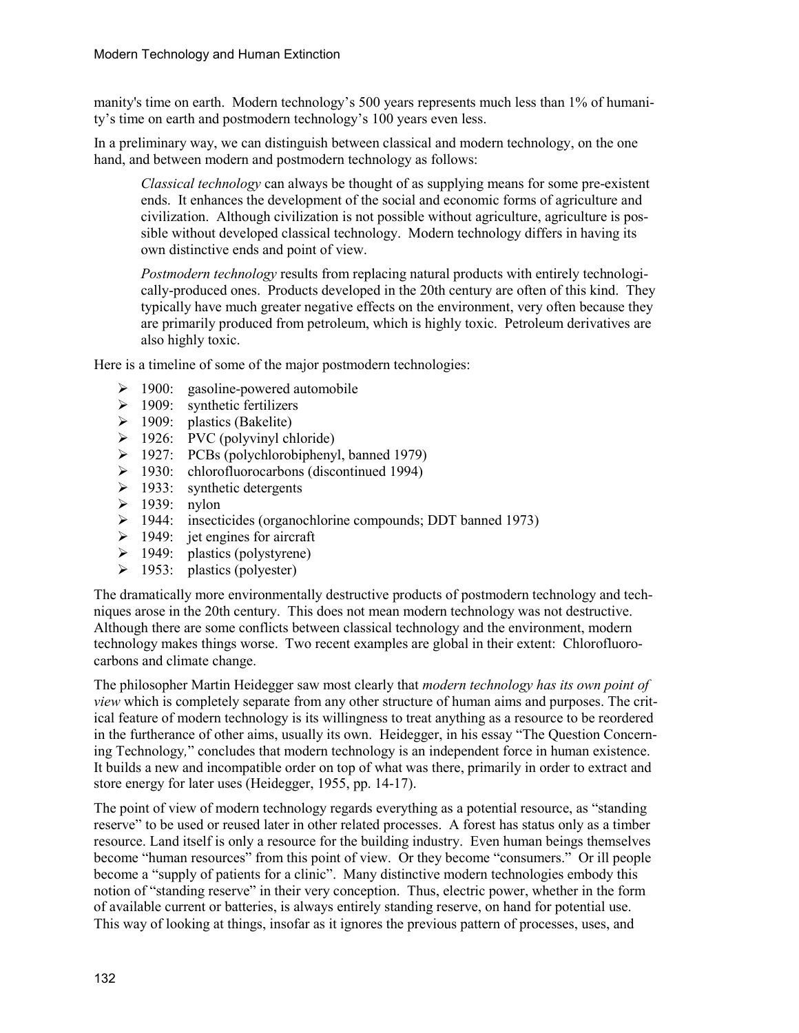manity's time on earth. Modern technology's 500 years represents much less than 1% of humanity's time on earth and postmodern technology's 100 years even less.

In a preliminary way, we can distinguish between classical and modern technology, on the one hand, and between modern and postmodern technology as follows:

> *Classical technology* can always be thought of as supplying means for some pre-existent ends. It enhances the development of the social and economic forms of agriculture and civilization. Although civilization is not possible without agriculture, agriculture is possible without developed classical technology. Modern technology differs in having its own distinctive ends and point of view.
>
> *Postmodern technology* results from replacing natural products with entirely technologically-produced ones. Products developed in the 20th century are often of this kind. They typically have much greater negative effects on the environment, very often because they are primarily produced from petroleum, which is highly toxic. Petroleum derivatives are also highly toxic.

Here is a timeline of some of the major postmodern technologies:

- 1900: gasoline-powered automobile
- 1909: synthetic fertilizers
- 1909: plastics (Bakelite)
- 1926: PVC (polyvinyl chloride)
- 1927: PCBs (polychlorobiphenyl, banned 1979)
- 1930: chlorofluorocarbons (discontinued 1994)
- 1933: synthetic detergents
- 1939: nylon
- 1944: insecticides (organochlorine compounds; DDT banned 1973)
- 1949: jet engines for aircraft
- 1949: plastics (polystyrene)
- 1953: plastics (polyester)

The dramatically more environmentally destructive products of postmodern technology and techniques arose in the 20th century. This does not mean modern technology was not destructive. Although there are some conflicts between classical technology and the environment, modern technology makes things worse. Two recent examples are global in their extent: Chlorofluorocarbons and climate change.

The philosopher Martin Heidegger saw most clearly that *modern technology has its own point of view* which is completely separate from any other structure of human aims and purposes. The critical feature of modern technology is its willingness to treat anything as a resource to be reordered in the furtherance of other aims, usually its own. Heidegger, in his essay "The Question Concerning Technology," concludes that modern technology is an independent force in human existence. It builds a new and incompatible order on top of what was there, primarily in order to extract and store energy for later uses (Heidegger, 1955, pp. 14-17).

The point of view of modern technology regards everything as a potential resource, as "standing reserve" to be used or reused later in other related processes. A forest has status only as a timber resource. Land itself is only a resource for the building industry. Even human beings themselves become "human resources" from this point of view. Or they become "consumers." Or ill people become a "supply of patients for a clinic". Many distinctive modern technologies embody this notion of "standing reserve" in their very conception. Thus, electric power, whether in the form of available current or batteries, is always entirely standing reserve, on hand for potential use. This way of looking at things, insofar as it ignores the previous pattern of processes, uses, and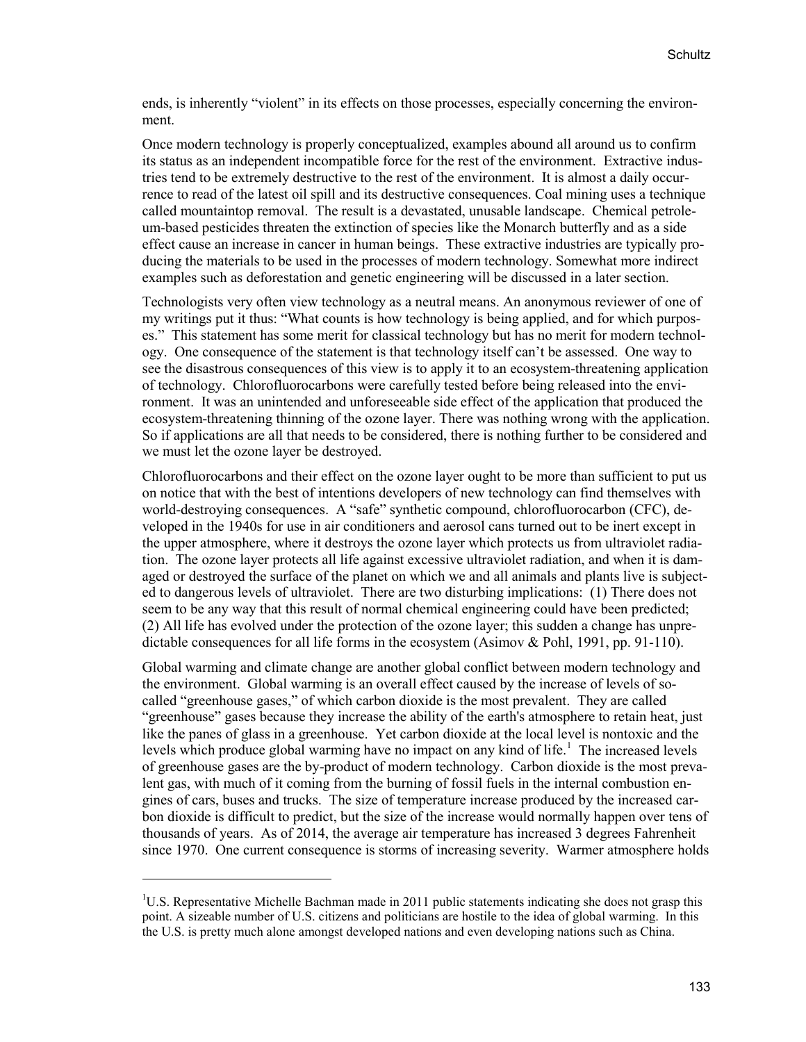ends, is inherently "violent" in its effects on those processes, especially concerning the environment.

Once modern technology is properly conceptualized, examples abound all around us to confirm its status as an independent incompatible force for the rest of the environment. Extractive industries tend to be extremely destructive to the rest of the environment. It is almost a daily occurrence to read of the latest oil spill and its destructive consequences. Coal mining uses a technique called mountaintop removal. The result is a devastated, unusable landscape. Chemical petroleum-based pesticides threaten the extinction of species like the Monarch butterfly and as a side effect cause an increase in cancer in human beings. These extractive industries are typically producing the materials to be used in the processes of modern technology. Somewhat more indirect examples such as deforestation and genetic engineering will be discussed in a later section.

Technologists very often view technology as a neutral means. An anonymous reviewer of one of my writings put it thus: "What counts is how technology is being applied, and for which purposes." This statement has some merit for classical technology but has no merit for modern technology. One consequence of the statement is that technology itself can't be assessed. One way to see the disastrous consequences of this view is to apply it to an ecosystem-threatening application of technology. Chlorofluorocarbons were carefully tested before being released into the environment. It was an unintended and unforeseeable side effect of the application that produced the ecosystem-threatening thinning of the ozone layer. There was nothing wrong with the application. So if applications are all that needs to be considered, there is nothing further to be considered and we must let the ozone layer be destroyed.

Chlorofluorocarbons and their effect on the ozone layer ought to be more than sufficient to put us on notice that with the best of intentions developers of new technology can find themselves with world-destroying consequences. A "safe" synthetic compound, chlorofluorocarbon (CFC), developed in the 1940s for use in air conditioners and aerosol cans turned out to be inert except in the upper atmosphere, where it destroys the ozone layer which protects us from ultraviolet radiation. The ozone layer protects all life against excessive ultraviolet radiation, and when it is damaged or destroyed the surface of the planet on which we and all animals and plants live is subjected to dangerous levels of ultraviolet. There are two disturbing implications: (1) There does not seem to be any way that this result of normal chemical engineering could have been predicted; (2) All life has evolved under the protection of the ozone layer; this sudden a change has unpredictable consequences for all life forms in the ecosystem (Asimov & Pohl, 1991, pp. 91-110).

Global warming and climate change are another global conflict between modern technology and the environment. Global warming is an overall effect caused by the increase of levels of so-called "greenhouse gases," of which carbon dioxide is the most prevalent. They are called "greenhouse" gases because they increase the ability of the earth's atmosphere to retain heat, just like the panes of glass in a greenhouse. Yet carbon dioxide at the local level is nontoxic and the levels which produce global warming have no impact on any kind of life.[1] The increased levels of greenhouse gases are the by-product of modern technology. Carbon dioxide is the most prevalent gas, with much of it coming from the burning of fossil fuels in the internal combustion engines of cars, buses and trucks. The size of temperature increase produced by the increased carbon dioxide is difficult to predict, but the size of the increase would normally happen over tens of thousands of years. As of 2014, the average air temperature has increased 3 degrees Fahrenheit since 1970. One current consequence is storms of increasing severity. Warmer atmosphere holds

---

[1] U.S. Representative Michelle Bachman made in 2011 public statements indicating she does not grasp this point. A sizeable number of U.S. citizens and politicians are hostile to the idea of global warming. In this the U.S. is pretty much alone amongst developed nations and even developing nations such as China.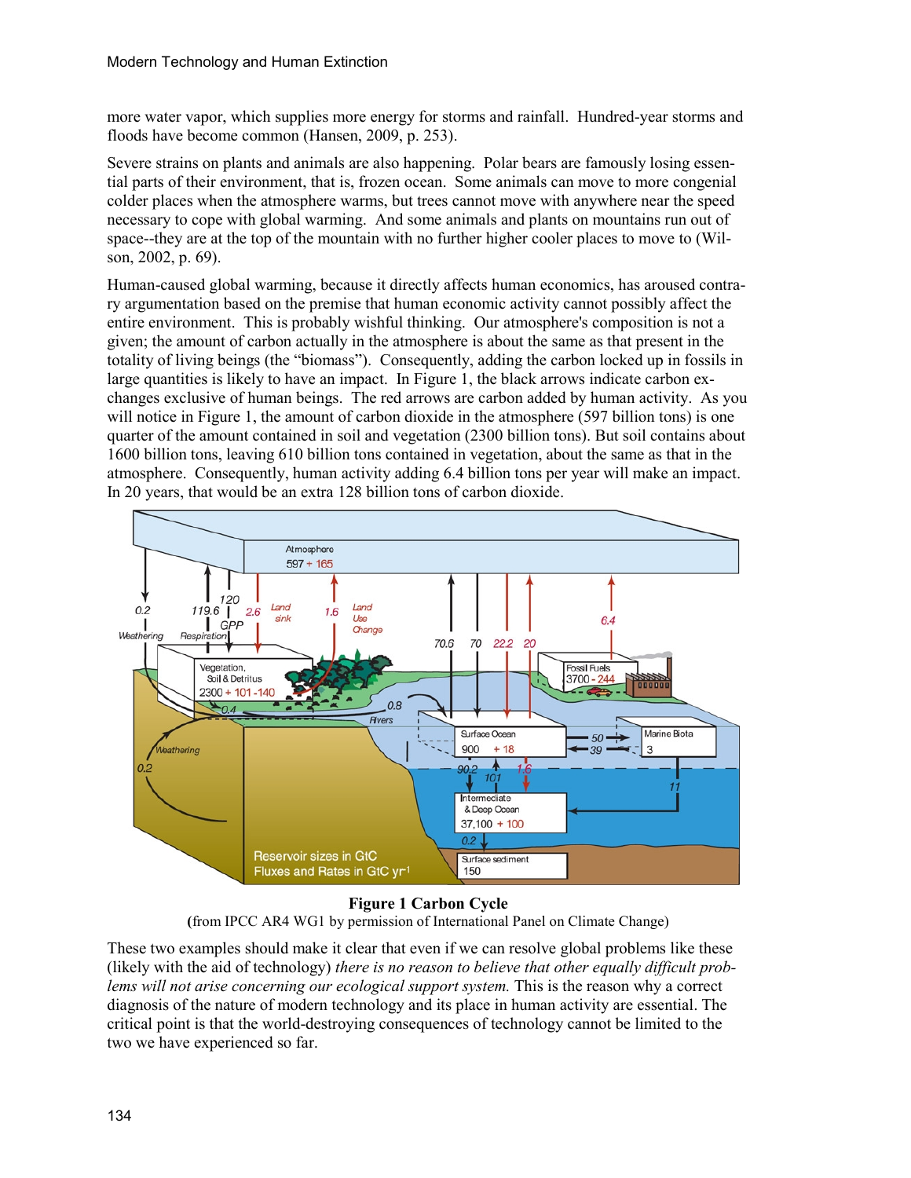more water vapor, which supplies more energy for storms and rainfall. Hundred-year storms and floods have become common (Hansen, 2009, p. 253).

Severe strains on plants and animals are also happening. Polar bears are famously losing essential parts of their environment, that is, frozen ocean. Some animals can move to more congenial colder places when the atmosphere warms, but trees cannot move with anywhere near the speed necessary to cope with global warming. And some animals and plants on mountains run out of space--they are at the top of the mountain with no further higher cooler places to move to (Wilson, 2002, p. 69).

Human-caused global warming, because it directly affects human economics, has aroused contrary argumentation based on the premise that human economic activity cannot possibly affect the entire environment. This is probably wishful thinking. Our atmosphere's composition is not a given; the amount of carbon actually in the atmosphere is about the same as that present in the totality of living beings (the "biomass"). Consequently, adding the carbon locked up in fossils in large quantities is likely to have an impact. In Figure 1, the black arrows indicate carbon exchanges exclusive of human beings. The red arrows are carbon added by human activity. As you will notice in Figure 1, the amount of carbon dioxide in the atmosphere (597 billion tons) is one quarter of the amount contained in soil and vegetation (2300 billion tons). But soil contains about 1600 billion tons, leaving 610 billion tons contained in vegetation, about the same as that in the atmosphere. Consequently, human activity adding 6.4 billion tons per year will make an impact. In 20 years, that would be an extra 128 billion tons of carbon dioxide.

**Figure 1 Carbon Cycle**
(from IPCC AR4 WG1 by permission of International Panel on Climate Change)

These two examples should make it clear that even if we can resolve global problems like these (likely with the aid of technology) *there is no reason to believe that other equally difficult problems will not arise concerning our ecological support system.* This is the reason why a correct diagnosis of the nature of modern technology and its place in human activity are essential. The critical point is that the world-destroying consequences of technology cannot be limited to the two we have experienced so far.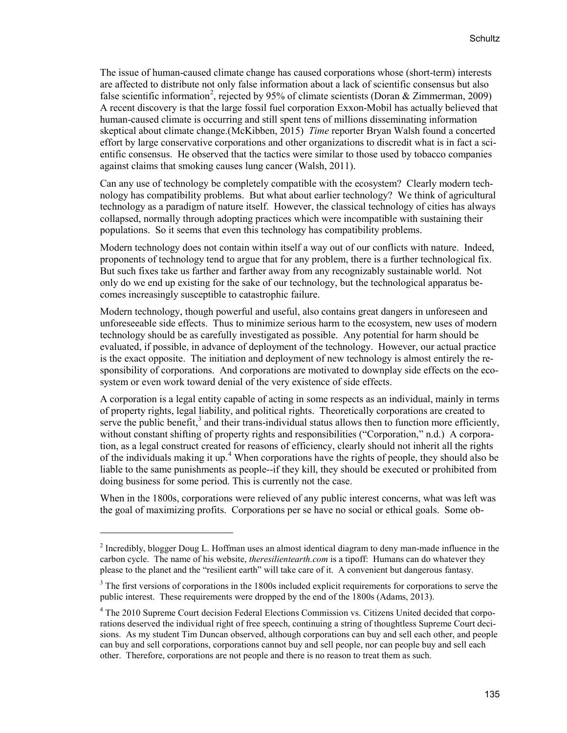The issue of human-caused climate change has caused corporations whose (short-term) interests are affected to distribute not only false information about a lack of scientific consensus but also false scientific information[2], rejected by 95% of climate scientists (Doran & Zimmerman, 2009) A recent discovery is that the large fossil fuel corporation Exxon-Mobil has actually believed that human-caused climate is occurring and still spent tens of millions disseminating information skeptical about climate change.(McKibben, 2015) *Time* reporter Bryan Walsh found a concerted effort by large conservative corporations and other organizations to discredit what is in fact a scientific consensus. He observed that the tactics were similar to those used by tobacco companies against claims that smoking causes lung cancer (Walsh, 2011).

Can any use of technology be completely compatible with the ecosystem? Clearly modern technology has compatibility problems. But what about earlier technology? We think of agricultural technology as a paradigm of nature itself. However, the classical technology of cities has always collapsed, normally through adopting practices which were incompatible with sustaining their populations. So it seems that even this technology has compatibility problems.

Modern technology does not contain within itself a way out of our conflicts with nature. Indeed, proponents of technology tend to argue that for any problem, there is a further technological fix. But such fixes take us farther and farther away from any recognizably sustainable world. Not only do we end up existing for the sake of our technology, but the technological apparatus becomes increasingly susceptible to catastrophic failure.

Modern technology, though powerful and useful, also contains great dangers in unforeseen and unforeseeable side effects. Thus to minimize serious harm to the ecosystem, new uses of modern technology should be as carefully investigated as possible. Any potential for harm should be evaluated, if possible, in advance of deployment of the technology. However, our actual practice is the exact opposite. The initiation and deployment of new technology is almost entirely the responsibility of corporations. And corporations are motivated to downplay side effects on the ecosystem or even work toward denial of the very existence of side effects.

A corporation is a legal entity capable of acting in some respects as an individual, mainly in terms of property rights, legal liability, and political rights. Theoretically corporations are created to serve the public benefit,[3] and their trans-individual status allows then to function more efficiently, without constant shifting of property rights and responsibilities ("Corporation," n.d.) A corporation, as a legal construct created for reasons of efficiency, clearly should not inherit all the rights of the individuals making it up.[4] When corporations have the rights of people, they should also be liable to the same punishments as people--if they kill, they should be executed or prohibited from doing business for some period. This is currently not the case.

When in the 1800s, corporations were relieved of any public interest concerns, what was left was the goal of maximizing profits. Corporations per se have no social or ethical goals. Some ob-

---

[2] Incredibly, blogger Doug L. Hoffman uses an almost identical diagram to deny man-made influence in the carbon cycle. The name of his website, *theresilientearth.com* is a tipoff: Humans can do whatever they please to the planet and the "resilient earth" will take care of it. A convenient but dangerous fantasy.

[3] The first versions of corporations in the 1800s included explicit requirements for corporations to serve the public interest. These requirements were dropped by the end of the 1800s (Adams, 2013).

[4] The 2010 Supreme Court decision Federal Elections Commission vs. Citizens United decided that corporations deserved the individual right of free speech, continuing a string of thoughtless Supreme Court decisions. As my student Tim Duncan observed, although corporations can buy and sell each other, and people can buy and sell corporations, corporations cannot buy and sell people, nor can people buy and sell each other. Therefore, corporations are not people and there is no reason to treat them as such.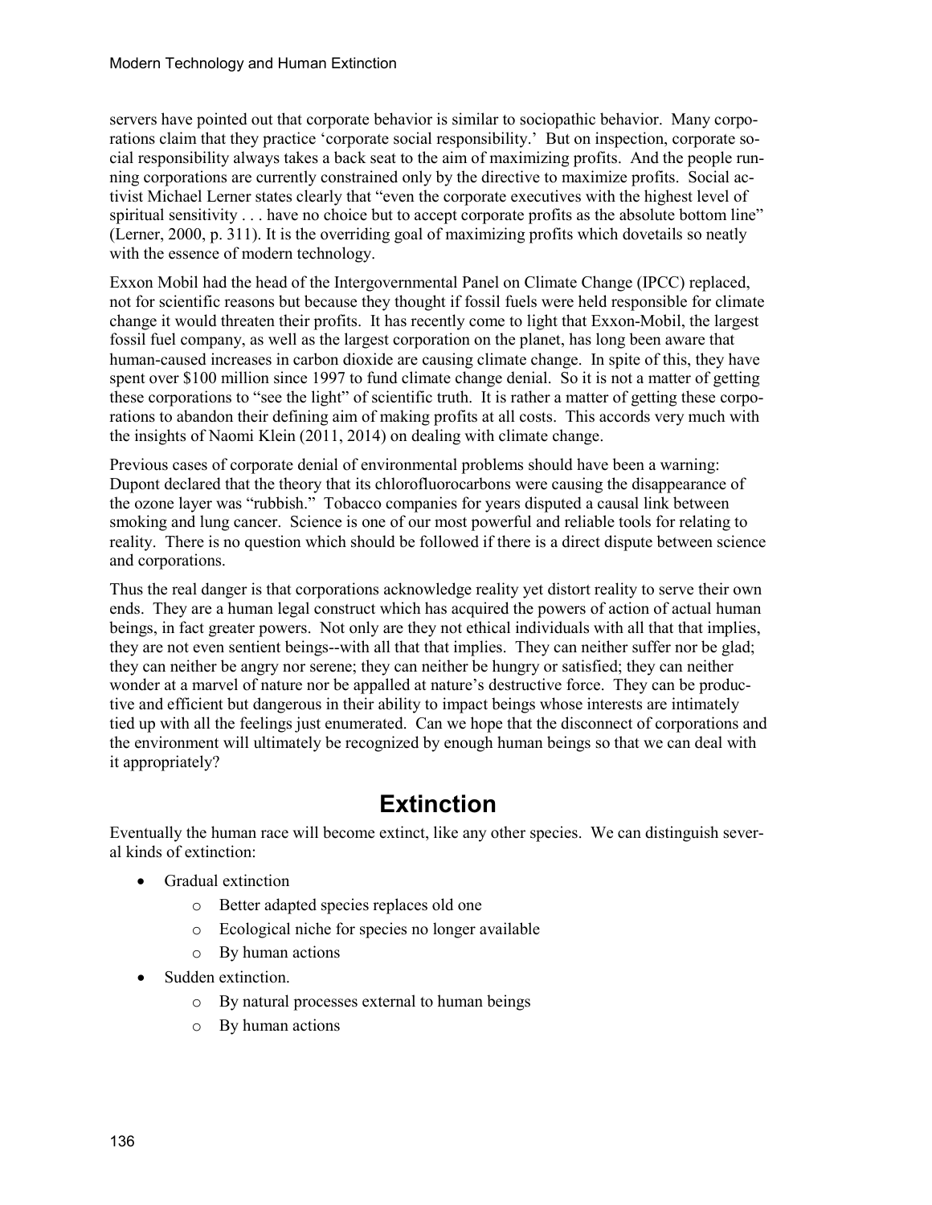servers have pointed out that corporate behavior is similar to sociopathic behavior. Many corporations claim that they practice 'corporate social responsibility.' But on inspection, corporate social responsibility always takes a back seat to the aim of maximizing profits. And the people running corporations are currently constrained only by the directive to maximize profits. Social activist Michael Lerner states clearly that "even the corporate executives with the highest level of spiritual sensitivity . . . have no choice but to accept corporate profits as the absolute bottom line" (Lerner, 2000, p. 311). It is the overriding goal of maximizing profits which dovetails so neatly with the essence of modern technology.

Exxon Mobil had the head of the Intergovernmental Panel on Climate Change (IPCC) replaced, not for scientific reasons but because they thought if fossil fuels were held responsible for climate change it would threaten their profits. It has recently come to light that Exxon-Mobil, the largest fossil fuel company, as well as the largest corporation on the planet, has long been aware that human-caused increases in carbon dioxide are causing climate change. In spite of this, they have spent over $100 million since 1997 to fund climate change denial. So it is not a matter of getting these corporations to "see the light" of scientific truth. It is rather a matter of getting these corporations to abandon their defining aim of making profits at all costs. This accords very much with the insights of Naomi Klein (2011, 2014) on dealing with climate change.

Previous cases of corporate denial of environmental problems should have been a warning: Dupont declared that the theory that its chlorofluorocarbons were causing the disappearance of the ozone layer was "rubbish." Tobacco companies for years disputed a causal link between smoking and lung cancer. Science is one of our most powerful and reliable tools for relating to reality. There is no question which should be followed if there is a direct dispute between science and corporations.

Thus the real danger is that corporations acknowledge reality yet distort reality to serve their own ends. They are a human legal construct which has acquired the powers of action of actual human beings, in fact greater powers. Not only are they not ethical individuals with all that that implies, they are not even sentient beings--with all that that implies. They can neither suffer nor be glad; they can neither be angry nor serene; they can neither be hungry or satisfied; they can neither wonder at a marvel of nature nor be appalled at nature's destructive force. They can be productive and efficient but dangerous in their ability to impact beings whose interests are intimately tied up with all the feelings just enumerated. Can we hope that the disconnect of corporations and the environment will ultimately be recognized by enough human beings so that we can deal with it appropriately?

## Extinction

Eventually the human race will become extinct, like any other species. We can distinguish several kinds of extinction:

- Gradual extinction
  - Better adapted species replaces old one
  - Ecological niche for species no longer available
  - By human actions
- Sudden extinction.
  - By natural processes external to human beings
  - By human actions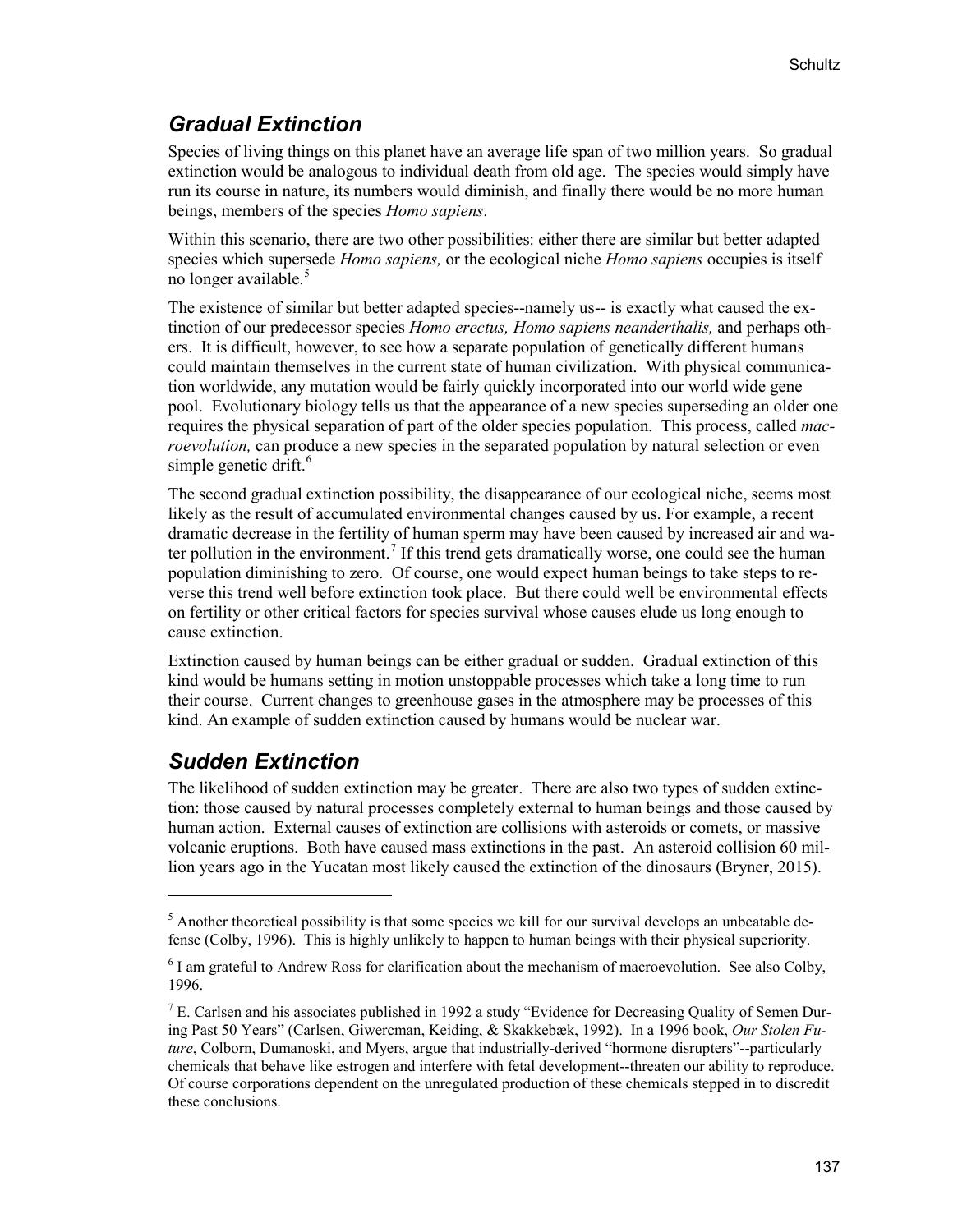## *Gradual Extinction*

Species of living things on this planet have an average life span of two million years. So gradual extinction would be analogous to individual death from old age. The species would simply have run its course in nature, its numbers would diminish, and finally there would be no more human beings, members of the species *Homo sapiens*.

Within this scenario, there are two other possibilities: either there are similar but better adapted species which supersede *Homo sapiens,* or the ecological niche *Homo sapiens* occupies is itself no longer available.[5]

The existence of similar but better adapted species--namely us-- is exactly what caused the extinction of our predecessor species *Homo erectus, Homo sapiens neanderthalis,* and perhaps others. It is difficult, however, to see how a separate population of genetically different humans could maintain themselves in the current state of human civilization. With physical communication worldwide, any mutation would be fairly quickly incorporated into our world wide gene pool. Evolutionary biology tells us that the appearance of a new species superseding an older one requires the physical separation of part of the older species population. This process, called *macroevolution,* can produce a new species in the separated population by natural selection or even simple genetic drift.[6]

The second gradual extinction possibility, the disappearance of our ecological niche, seems most likely as the result of accumulated environmental changes caused by us. For example, a recent dramatic decrease in the fertility of human sperm may have been caused by increased air and water pollution in the environment.[7] If this trend gets dramatically worse, one could see the human population diminishing to zero. Of course, one would expect human beings to take steps to reverse this trend well before extinction took place. But there could well be environmental effects on fertility or other critical factors for species survival whose causes elude us long enough to cause extinction.

Extinction caused by human beings can be either gradual or sudden. Gradual extinction of this kind would be humans setting in motion unstoppable processes which take a long time to run their course. Current changes to greenhouse gases in the atmosphere may be processes of this kind. An example of sudden extinction caused by humans would be nuclear war.

## *Sudden Extinction*

The likelihood of sudden extinction may be greater. There are also two types of sudden extinction: those caused by natural processes completely external to human beings and those caused by human action. External causes of extinction are collisions with asteroids or comets, or massive volcanic eruptions. Both have caused mass extinctions in the past. An asteroid collision 60 million years ago in the Yucatan most likely caused the extinction of the dinosaurs (Bryner, 2015).

---

[5] Another theoretical possibility is that some species we kill for our survival develops an unbeatable defense (Colby, 1996). This is highly unlikely to happen to human beings with their physical superiority.

[6] I am grateful to Andrew Ross for clarification about the mechanism of macroevolution. See also Colby, 1996.

[7] E. Carlsen and his associates published in 1992 a study "Evidence for Decreasing Quality of Semen During Past 50 Years" (Carlsen, Giwercman, Keiding, & Skakkebæk, 1992). In a 1996 book, *Our Stolen Future*, Colborn, Dumanoski, and Myers, argue that industrially-derived "hormone disrupters"--particularly chemicals that behave like estrogen and interfere with fetal development--threaten our ability to reproduce. Of course corporations dependent on the unregulated production of these chemicals stepped in to discredit these conclusions.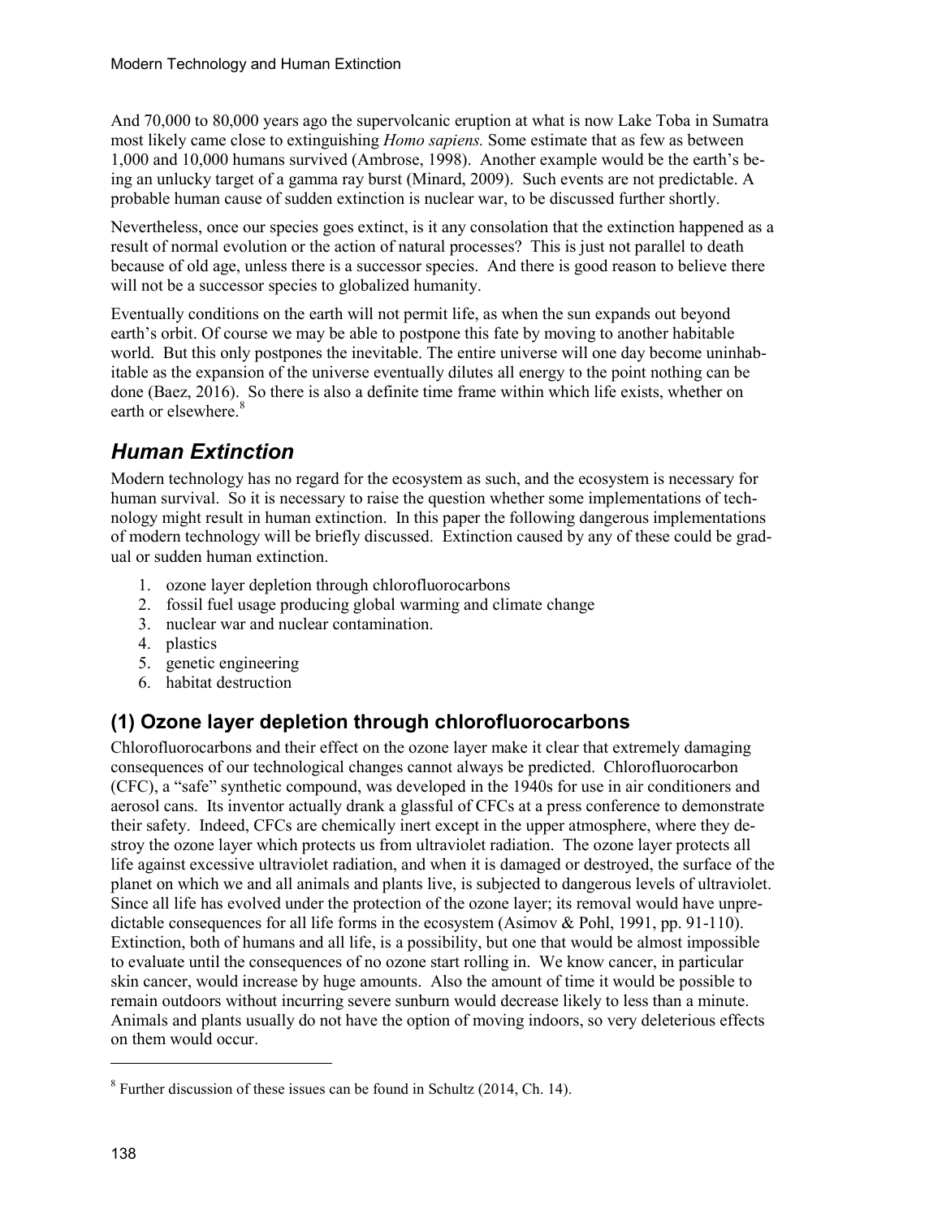And 70,000 to 80,000 years ago the supervolcanic eruption at what is now Lake Toba in Sumatra most likely came close to extinguishing *Homo sapiens.* Some estimate that as few as between 1,000 and 10,000 humans survived (Ambrose, 1998). Another example would be the earth's being an unlucky target of a gamma ray burst (Minard, 2009). Such events are not predictable. A probable human cause of sudden extinction is nuclear war, to be discussed further shortly.

Nevertheless, once our species goes extinct, is it any consolation that the extinction happened as a result of normal evolution or the action of natural processes? This is just not parallel to death because of old age, unless there is a successor species. And there is good reason to believe there will not be a successor species to globalized humanity.

Eventually conditions on the earth will not permit life, as when the sun expands out beyond earth's orbit. Of course we may be able to postpone this fate by moving to another habitable world. But this only postpones the inevitable. The entire universe will one day become uninhabitable as the expansion of the universe eventually dilutes all energy to the point nothing can be done (Baez, 2016). So there is also a definite time frame within which life exists, whether on earth or elsewhere.[8]

## *Human Extinction*

Modern technology has no regard for the ecosystem as such, and the ecosystem is necessary for human survival. So it is necessary to raise the question whether some implementations of technology might result in human extinction. In this paper the following dangerous implementations of modern technology will be briefly discussed. Extinction caused by any of these could be gradual or sudden human extinction.

1. ozone layer depletion through chlorofluorocarbons
2. fossil fuel usage producing global warming and climate change
3. nuclear war and nuclear contamination.
4. plastics
5. genetic engineering
6. habitat destruction

### (1) Ozone layer depletion through chlorofluorocarbons

Chlorofluorocarbons and their effect on the ozone layer make it clear that extremely damaging consequences of our technological changes cannot always be predicted. Chlorofluorocarbon (CFC), a "safe" synthetic compound, was developed in the 1940s for use in air conditioners and aerosol cans. Its inventor actually drank a glassful of CFCs at a press conference to demonstrate their safety. Indeed, CFCs are chemically inert except in the upper atmosphere, where they destroy the ozone layer which protects us from ultraviolet radiation. The ozone layer protects all life against excessive ultraviolet radiation, and when it is damaged or destroyed, the surface of the planet on which we and all animals and plants live, is subjected to dangerous levels of ultraviolet. Since all life has evolved under the protection of the ozone layer; its removal would have unpredictable consequences for all life forms in the ecosystem (Asimov & Pohl, 1991, pp. 91-110). Extinction, both of humans and all life, is a possibility, but one that would be almost impossible to evaluate until the consequences of no ozone start rolling in. We know cancer, in particular skin cancer, would increase by huge amounts. Also the amount of time it would be possible to remain outdoors without incurring severe sunburn would decrease likely to less than a minute. Animals and plants usually do not have the option of moving indoors, so very deleterious effects on them would occur.

[8] Further discussion of these issues can be found in Schultz (2014, Ch. 14).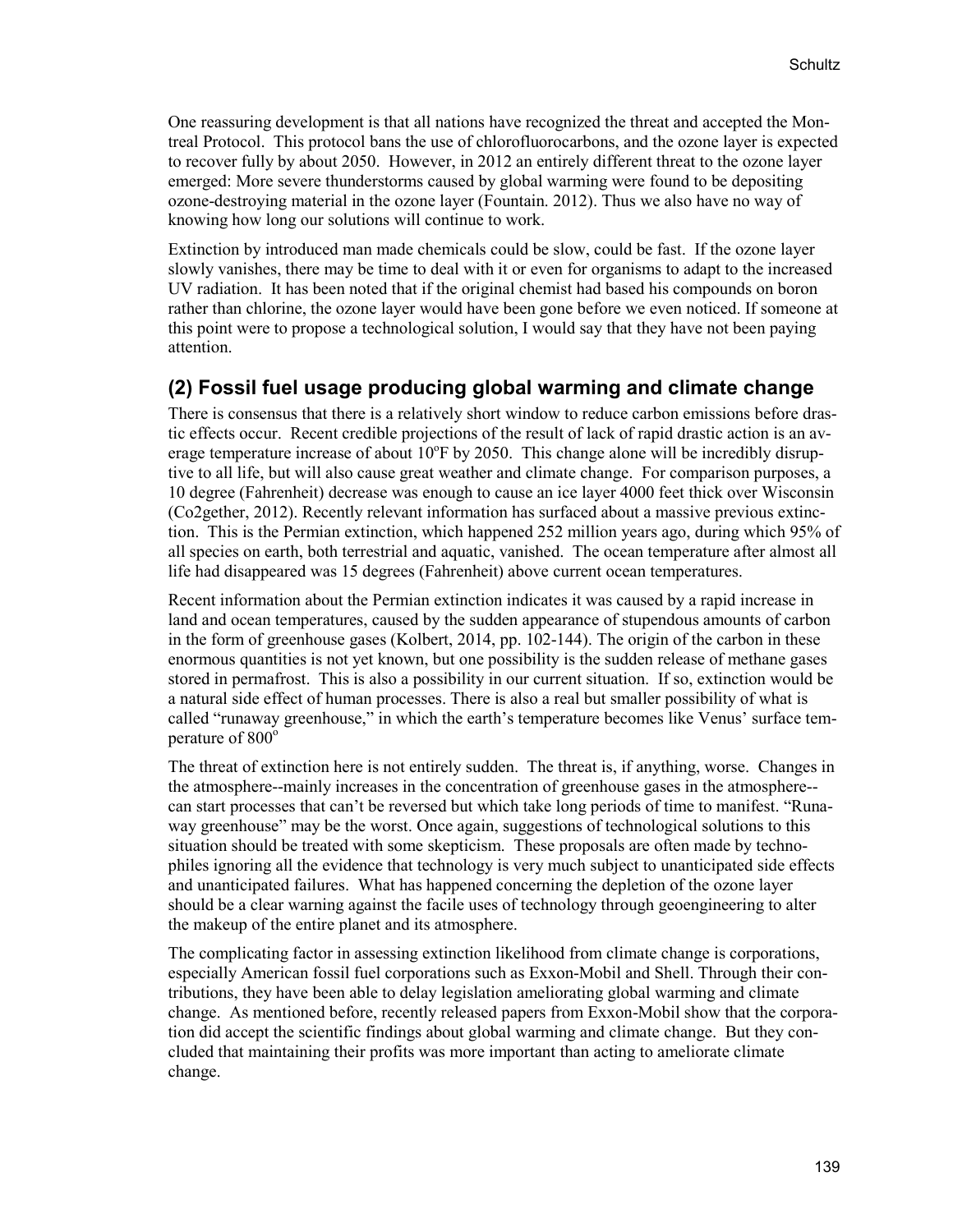One reassuring development is that all nations have recognized the threat and accepted the Montreal Protocol. This protocol bans the use of chlorofluorocarbons, and the ozone layer is expected to recover fully by about 2050. However, in 2012 an entirely different threat to the ozone layer emerged: More severe thunderstorms caused by global warming were found to be depositing ozone-destroying material in the ozone layer (Fountain. 2012). Thus we also have no way of knowing how long our solutions will continue to work.

Extinction by introduced man made chemicals could be slow, could be fast. If the ozone layer slowly vanishes, there may be time to deal with it or even for organisms to adapt to the increased UV radiation. It has been noted that if the original chemist had based his compounds on boron rather than chlorine, the ozone layer would have been gone before we even noticed. If someone at this point were to propose a technological solution, I would say that they have not been paying attention.

## (2) Fossil fuel usage producing global warming and climate change

There is consensus that there is a relatively short window to reduce carbon emissions before drastic effects occur. Recent credible projections of the result of lack of rapid drastic action is an average temperature increase of about 10$^{o}$F by 2050. This change alone will be incredibly disruptive to all life, but will also cause great weather and climate change. For comparison purposes, a 10 degree (Fahrenheit) decrease was enough to cause an ice layer 4000 feet thick over Wisconsin (Co2gether, 2012). Recently relevant information has surfaced about a massive previous extinction. This is the Permian extinction, which happened 252 million years ago, during which 95% of all species on earth, both terrestrial and aquatic, vanished. The ocean temperature after almost all life had disappeared was 15 degrees (Fahrenheit) above current ocean temperatures.

Recent information about the Permian extinction indicates it was caused by a rapid increase in land and ocean temperatures, caused by the sudden appearance of stupendous amounts of carbon in the form of greenhouse gases (Kolbert, 2014, pp. 102-144). The origin of the carbon in these enormous quantities is not yet known, but one possibility is the sudden release of methane gases stored in permafrost. This is also a possibility in our current situation. If so, extinction would be a natural side effect of human processes. There is also a real but smaller possibility of what is called "runaway greenhouse," in which the earth's temperature becomes like Venus' surface temperature of 800$^{o}$

The threat of extinction here is not entirely sudden. The threat is, if anything, worse. Changes in the atmosphere--mainly increases in the concentration of greenhouse gases in the atmosphere--can start processes that can't be reversed but which take long periods of time to manifest. "Runaway greenhouse" may be the worst. Once again, suggestions of technological solutions to this situation should be treated with some skepticism. These proposals are often made by technophiles ignoring all the evidence that technology is very much subject to unanticipated side effects and unanticipated failures. What has happened concerning the depletion of the ozone layer should be a clear warning against the facile uses of technology through geoengineering to alter the makeup of the entire planet and its atmosphere.

The complicating factor in assessing extinction likelihood from climate change is corporations, especially American fossil fuel corporations such as Exxon-Mobil and Shell. Through their contributions, they have been able to delay legislation ameliorating global warming and climate change. As mentioned before, recently released papers from Exxon-Mobil show that the corporation did accept the scientific findings about global warming and climate change. But they concluded that maintaining their profits was more important than acting to ameliorate climate change.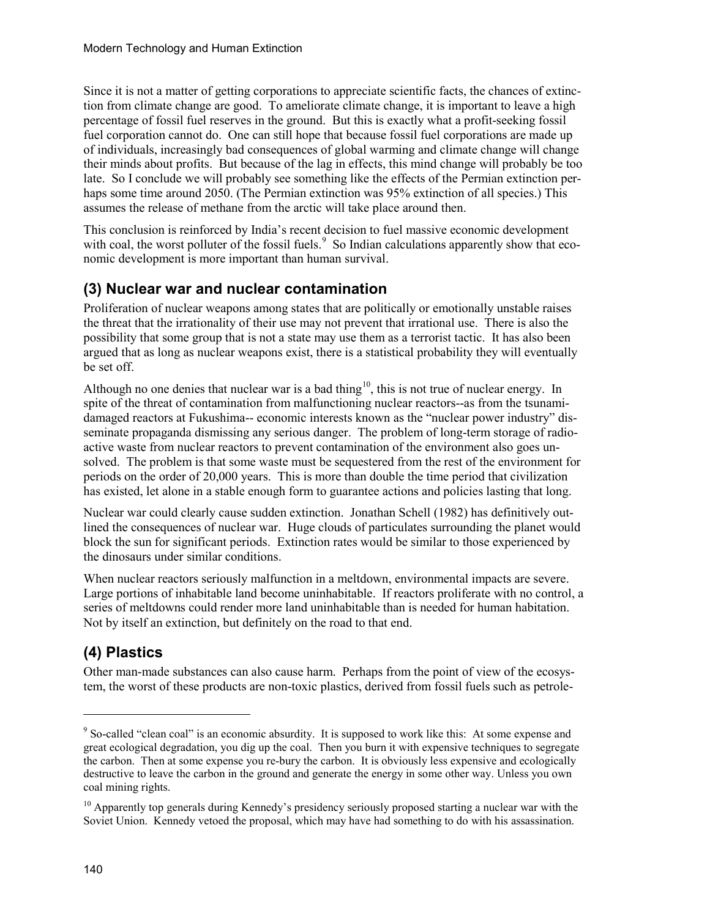Since it is not a matter of getting corporations to appreciate scientific facts, the chances of extinction from climate change are good. To ameliorate climate change, it is important to leave a high percentage of fossil fuel reserves in the ground. But this is exactly what a profit-seeking fossil fuel corporation cannot do. One can still hope that because fossil fuel corporations are made up of individuals, increasingly bad consequences of global warming and climate change will change their minds about profits. But because of the lag in effects, this mind change will probably be too late. So I conclude we will probably see something like the effects of the Permian extinction perhaps some time around 2050. (The Permian extinction was 95% extinction of all species.) This assumes the release of methane from the arctic will take place around then.

This conclusion is reinforced by India's recent decision to fuel massive economic development with coal, the worst polluter of the fossil fuels.[9] So Indian calculations apparently show that economic development is more important than human survival.

## (3) Nuclear war and nuclear contamination

Proliferation of nuclear weapons among states that are politically or emotionally unstable raises the threat that the irrationality of their use may not prevent that irrational use. There is also the possibility that some group that is not a state may use them as a terrorist tactic. It has also been argued that as long as nuclear weapons exist, there is a statistical probability they will eventually be set off.

Although no one denies that nuclear war is a bad thing[10], this is not true of nuclear energy. In spite of the threat of contamination from malfunctioning nuclear reactors--as from the tsunami-damaged reactors at Fukushima-- economic interests known as the "nuclear power industry" disseminate propaganda dismissing any serious danger. The problem of long-term storage of radioactive waste from nuclear reactors to prevent contamination of the environment also goes unsolved. The problem is that some waste must be sequestered from the rest of the environment for periods on the order of 20,000 years. This is more than double the time period that civilization has existed, let alone in a stable enough form to guarantee actions and policies lasting that long.

Nuclear war could clearly cause sudden extinction. Jonathan Schell (1982) has definitively outlined the consequences of nuclear war. Huge clouds of particulates surrounding the planet would block the sun for significant periods. Extinction rates would be similar to those experienced by the dinosaurs under similar conditions.

When nuclear reactors seriously malfunction in a meltdown, environmental impacts are severe. Large portions of inhabitable land become uninhabitable. If reactors proliferate with no control, a series of meltdowns could render more land uninhabitable than is needed for human habitation. Not by itself an extinction, but definitely on the road to that end.

## (4) Plastics

Other man-made substances can also cause harm. Perhaps from the point of view of the ecosystem, the worst of these products are non-toxic plastics, derived from fossil fuels such as petrole-

---

[9] So-called "clean coal" is an economic absurdity. It is supposed to work like this: At some expense and great ecological degradation, you dig up the coal. Then you burn it with expensive techniques to segregate the carbon. Then at some expense you re-bury the carbon. It is obviously less expensive and ecologically destructive to leave the carbon in the ground and generate the energy in some other way. Unless you own coal mining rights.

[10] Apparently top generals during Kennedy's presidency seriously proposed starting a nuclear war with the Soviet Union. Kennedy vetoed the proposal, which may have had something to do with his assassination.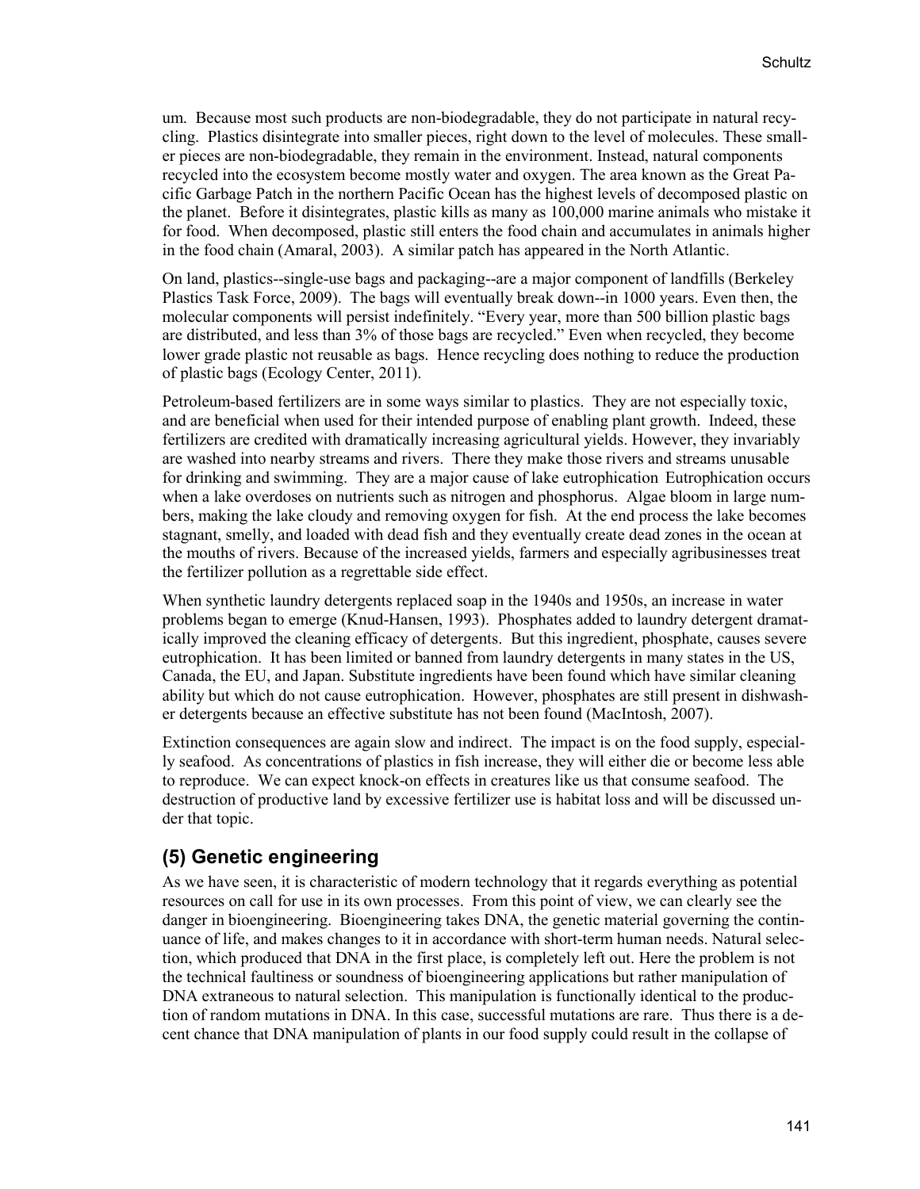um. Because most such products are non-biodegradable, they do not participate in natural recycling. Plastics disintegrate into smaller pieces, right down to the level of molecules. These smaller pieces are non-biodegradable, they remain in the environment. Instead, natural components recycled into the ecosystem become mostly water and oxygen. The area known as the Great Pacific Garbage Patch in the northern Pacific Ocean has the highest levels of decomposed plastic on the planet. Before it disintegrates, plastic kills as many as 100,000 marine animals who mistake it for food. When decomposed, plastic still enters the food chain and accumulates in animals higher in the food chain (Amaral, 2003). A similar patch has appeared in the North Atlantic.

On land, plastics--single-use bags and packaging--are a major component of landfills (Berkeley Plastics Task Force, 2009). The bags will eventually break down--in 1000 years. Even then, the molecular components will persist indefinitely. "Every year, more than 500 billion plastic bags are distributed, and less than 3% of those bags are recycled." Even when recycled, they become lower grade plastic not reusable as bags. Hence recycling does nothing to reduce the production of plastic bags (Ecology Center, 2011).

Petroleum-based fertilizers are in some ways similar to plastics. They are not especially toxic, and are beneficial when used for their intended purpose of enabling plant growth. Indeed, these fertilizers are credited with dramatically increasing agricultural yields. However, they invariably are washed into nearby streams and rivers. There they make those rivers and streams unusable for drinking and swimming. They are a major cause of lake eutrophication Eutrophication occurs when a lake overdoses on nutrients such as nitrogen and phosphorus. Algae bloom in large numbers, making the lake cloudy and removing oxygen for fish. At the end process the lake becomes stagnant, smelly, and loaded with dead fish and they eventually create dead zones in the ocean at the mouths of rivers. Because of the increased yields, farmers and especially agribusinesses treat the fertilizer pollution as a regrettable side effect.

When synthetic laundry detergents replaced soap in the 1940s and 1950s, an increase in water problems began to emerge (Knud-Hansen, 1993). Phosphates added to laundry detergent dramatically improved the cleaning efficacy of detergents. But this ingredient, phosphate, causes severe eutrophication. It has been limited or banned from laundry detergents in many states in the US, Canada, the EU, and Japan. Substitute ingredients have been found which have similar cleaning ability but which do not cause eutrophication. However, phosphates are still present in dishwasher detergents because an effective substitute has not been found (MacIntosh, 2007).

Extinction consequences are again slow and indirect. The impact is on the food supply, especially seafood. As concentrations of plastics in fish increase, they will either die or become less able to reproduce. We can expect knock-on effects in creatures like us that consume seafood. The destruction of productive land by excessive fertilizer use is habitat loss and will be discussed under that topic.

## (5) Genetic engineering

As we have seen, it is characteristic of modern technology that it regards everything as potential resources on call for use in its own processes. From this point of view, we can clearly see the danger in bioengineering. Bioengineering takes DNA, the genetic material governing the continuance of life, and makes changes to it in accordance with short-term human needs. Natural selection, which produced that DNA in the first place, is completely left out. Here the problem is not the technical faultiness or soundness of bioengineering applications but rather manipulation of DNA extraneous to natural selection. This manipulation is functionally identical to the production of random mutations in DNA. In this case, successful mutations are rare. Thus there is a decent chance that DNA manipulation of plants in our food supply could result in the collapse of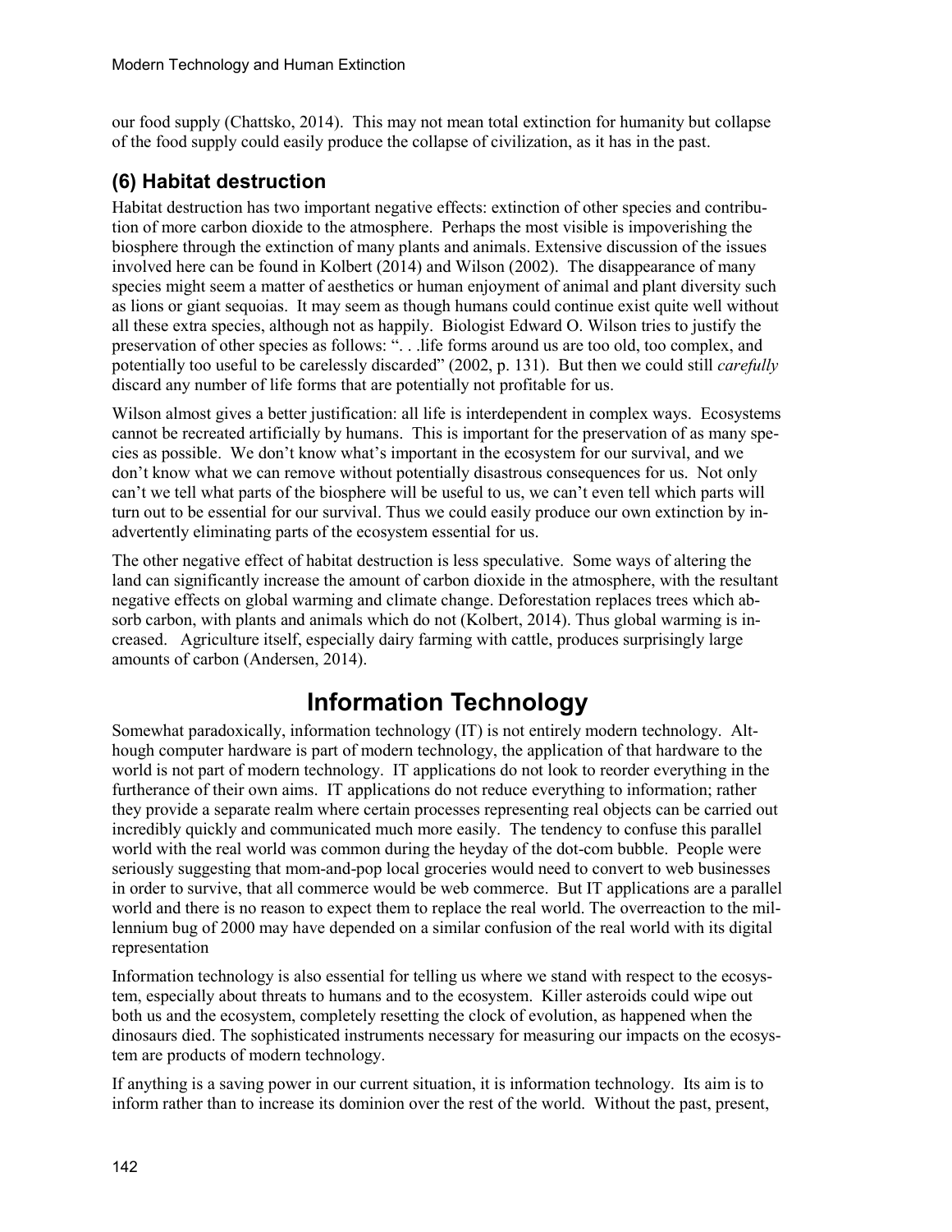our food supply (Chattsko, 2014). This may not mean total extinction for humanity but collapse of the food supply could easily produce the collapse of civilization, as it has in the past.

### (6) Habitat destruction

Habitat destruction has two important negative effects: extinction of other species and contribution of more carbon dioxide to the atmosphere. Perhaps the most visible is impoverishing the biosphere through the extinction of many plants and animals. Extensive discussion of the issues involved here can be found in Kolbert (2014) and Wilson (2002). The disappearance of many species might seem a matter of aesthetics or human enjoyment of animal and plant diversity such as lions or giant sequoias. It may seem as though humans could continue exist quite well without all these extra species, although not as happily. Biologist Edward O. Wilson tries to justify the preservation of other species as follows: ". . .life forms around us are too old, too complex, and potentially too useful to be carelessly discarded" (2002, p. 131). But then we could still *carefully* discard any number of life forms that are potentially not profitable for us.

Wilson almost gives a better justification: all life is interdependent in complex ways. Ecosystems cannot be recreated artificially by humans. This is important for the preservation of as many species as possible. We don't know what's important in the ecosystem for our survival, and we don't know what we can remove without potentially disastrous consequences for us. Not only can't we tell what parts of the biosphere will be useful to us, we can't even tell which parts will turn out to be essential for our survival. Thus we could easily produce our own extinction by inadvertently eliminating parts of the ecosystem essential for us.

The other negative effect of habitat destruction is less speculative. Some ways of altering the land can significantly increase the amount of carbon dioxide in the atmosphere, with the resultant negative effects on global warming and climate change. Deforestation replaces trees which absorb carbon, with plants and animals which do not (Kolbert, 2014). Thus global warming is increased. Agriculture itself, especially dairy farming with cattle, produces surprisingly large amounts of carbon (Andersen, 2014).

## Information Technology

Somewhat paradoxically, information technology (IT) is not entirely modern technology. Although computer hardware is part of modern technology, the application of that hardware to the world is not part of modern technology. IT applications do not look to reorder everything in the furtherance of their own aims. IT applications do not reduce everything to information; rather they provide a separate realm where certain processes representing real objects can be carried out incredibly quickly and communicated much more easily. The tendency to confuse this parallel world with the real world was common during the heyday of the dot-com bubble. People were seriously suggesting that mom-and-pop local groceries would need to convert to web businesses in order to survive, that all commerce would be web commerce. But IT applications are a parallel world and there is no reason to expect them to replace the real world. The overreaction to the millennium bug of 2000 may have depended on a similar confusion of the real world with its digital representation

Information technology is also essential for telling us where we stand with respect to the ecosystem, especially about threats to humans and to the ecosystem. Killer asteroids could wipe out both us and the ecosystem, completely resetting the clock of evolution, as happened when the dinosaurs died. The sophisticated instruments necessary for measuring our impacts on the ecosystem are products of modern technology.

If anything is a saving power in our current situation, it is information technology. Its aim is to inform rather than to increase its dominion over the rest of the world. Without the past, present,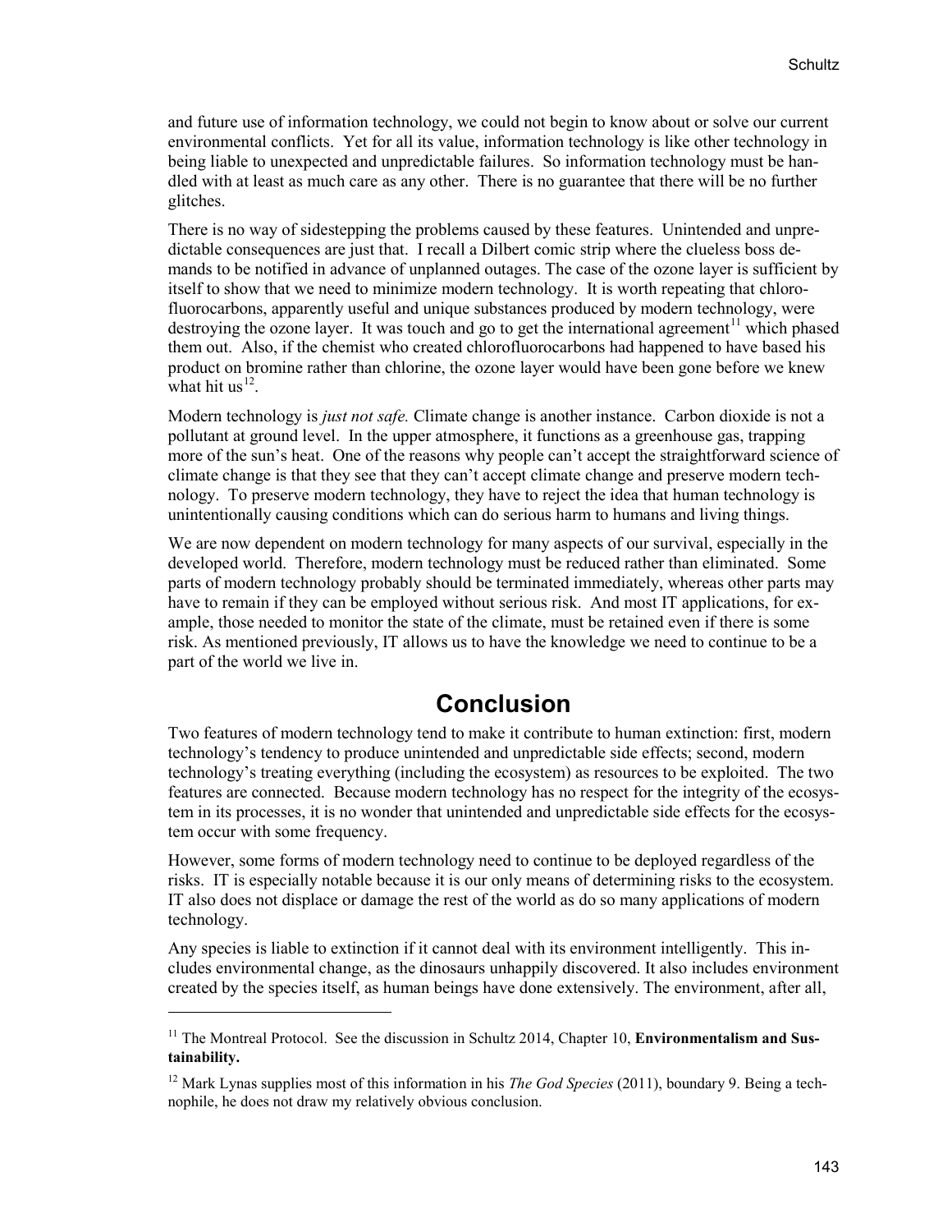and future use of information technology, we could not begin to know about or solve our current environmental conflicts. Yet for all its value, information technology is like other technology in being liable to unexpected and unpredictable failures. So information technology must be handled with at least as much care as any other. There is no guarantee that there will be no further glitches.

There is no way of sidestepping the problems caused by these features. Unintended and unpredictable consequences are just that. I recall a Dilbert comic strip where the clueless boss demands to be notified in advance of unplanned outages. The case of the ozone layer is sufficient by itself to show that we need to minimize modern technology. It is worth repeating that chlorofluorocarbons, apparently useful and unique substances produced by modern technology, were destroying the ozone layer. It was touch and go to get the international agreement[11] which phased them out. Also, if the chemist who created chlorofluorocarbons had happened to have based his product on bromine rather than chlorine, the ozone layer would have been gone before we knew what hit us[12].

Modern technology is *just not safe.* Climate change is another instance. Carbon dioxide is not a pollutant at ground level. In the upper atmosphere, it functions as a greenhouse gas, trapping more of the sun's heat. One of the reasons why people can't accept the straightforward science of climate change is that they see that they can't accept climate change and preserve modern technology. To preserve modern technology, they have to reject the idea that human technology is unintentionally causing conditions which can do serious harm to humans and living things.

We are now dependent on modern technology for many aspects of our survival, especially in the developed world. Therefore, modern technology must be reduced rather than eliminated. Some parts of modern technology probably should be terminated immediately, whereas other parts may have to remain if they can be employed without serious risk. And most IT applications, for example, those needed to monitor the state of the climate, must be retained even if there is some risk. As mentioned previously, IT allows us to have the knowledge we need to continue to be a part of the world we live in.

## Conclusion

Two features of modern technology tend to make it contribute to human extinction: first, modern technology's tendency to produce unintended and unpredictable side effects; second, modern technology's treating everything (including the ecosystem) as resources to be exploited. The two features are connected. Because modern technology has no respect for the integrity of the ecosystem in its processes, it is no wonder that unintended and unpredictable side effects for the ecosystem occur with some frequency.

However, some forms of modern technology need to continue to be deployed regardless of the risks. IT is especially notable because it is our only means of determining risks to the ecosystem. IT also does not displace or damage the rest of the world as do so many applications of modern technology.

Any species is liable to extinction if it cannot deal with its environment intelligently. This includes environmental change, as the dinosaurs unhappily discovered. It also includes environment created by the species itself, as human beings have done extensively. The environment, after all,

---

[11] The Montreal Protocol. See the discussion in Schultz 2014, Chapter 10, **Environmentalism and Sustainability.**

[12] Mark Lynas supplies most of this information in his *The God Species* (2011), boundary 9. Being a technophile, he does not draw my relatively obvious conclusion.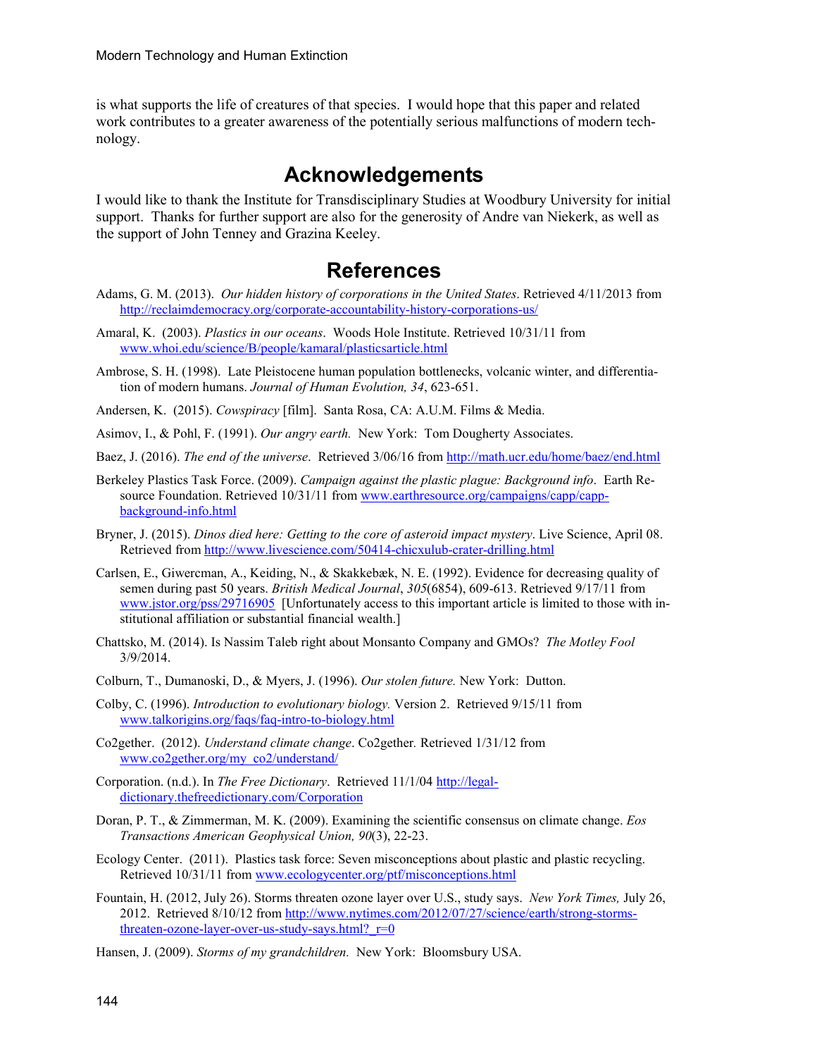is what supports the life of creatures of that species. I would hope that this paper and related work contributes to a greater awareness of the potentially serious malfunctions of modern technology.

## Acknowledgements

I would like to thank the Institute for Transdisciplinary Studies at Woodbury University for initial support. Thanks for further support are also for the generosity of Andre van Niekerk, as well as the support of John Tenney and Grazina Keeley.

## References

Adams, G. M. (2013). *Our hidden history of corporations in the United States*. Retrieved 4/11/2013 from http://reclaimdemocracy.org/corporate-accountability-history-corporations-us/

Amaral, K. (2003). *Plastics in our oceans*. Woods Hole Institute. Retrieved 10/31/11 from www.whoi.edu/science/B/people/kamaral/plasticsarticle.html

Ambrose, S. H. (1998). Late Pleistocene human population bottlenecks, volcanic winter, and differentiation of modern humans. *Journal of Human Evolution, 34*, 623-651.

Andersen, K. (2015). *Cowspiracy* [film]. Santa Rosa, CA: A.U.M. Films & Media.

Asimov, I., & Pohl, F. (1991). *Our angry earth.* New York: Tom Dougherty Associates.

Baez, J. (2016). *The end of the universe*. Retrieved 3/06/16 from http://math.ucr.edu/home/baez/end.html

Berkeley Plastics Task Force. (2009). *Campaign against the plastic plague: Background info*. Earth Resource Foundation. Retrieved 10/31/11 from www.earthresource.org/campaigns/capp/capp-background-info.html

Bryner, J. (2015). *Dinos died here: Getting to the core of asteroid impact mystery*. Live Science, April 08. Retrieved from http://www.livescience.com/50414-chicxulub-crater-drilling.html

Carlsen, E., Giwercman, A., Keiding, N., & Skakkebæk, N. E. (1992). Evidence for decreasing quality of semen during past 50 years. *British Medical Journal*, *305*(6854), 609-613. Retrieved 9/17/11 from www.jstor.org/pss/29716905 [Unfortunately access to this important article is limited to those with institutional affiliation or substantial financial wealth.]

Chattsko, M. (2014). Is Nassim Taleb right about Monsanto Company and GMOs? *The Motley Fool* 3/9/2014.

Colburn, T., Dumanoski, D., & Myers, J. (1996). *Our stolen future.* New York: Dutton.

Colby, C. (1996). *Introduction to evolutionary biology.* Version 2. Retrieved 9/15/11 from www.talkorigins.org/faqs/faq-intro-to-biology.html

Co2gether. (2012). *Understand climate change*. Co2gether. Retrieved 1/31/12 from www.co2gether.org/my_co2/understand/

Corporation. (n.d.). In *The Free Dictionary*. Retrieved 11/1/04 http://legal-dictionary.thefreedictionary.com/Corporation

Doran, P. T., & Zimmerman, M. K. (2009). Examining the scientific consensus on climate change. *Eos Transactions American Geophysical Union, 90*(3), 22-23.

Ecology Center. (2011). Plastics task force: Seven misconceptions about plastic and plastic recycling. Retrieved 10/31/11 from www.ecologycenter.org/ptf/misconceptions.html

Fountain, H. (2012, July 26). Storms threaten ozone layer over U.S., study says. *New York Times,* July 26, 2012. Retrieved 8/10/12 from http://www.nytimes.com/2012/07/27/science/earth/strong-storms-threaten-ozone-layer-over-us-study-says.html?_r=0

Hansen, J. (2009). *Storms of my grandchildren.* New York: Bloomsbury USA.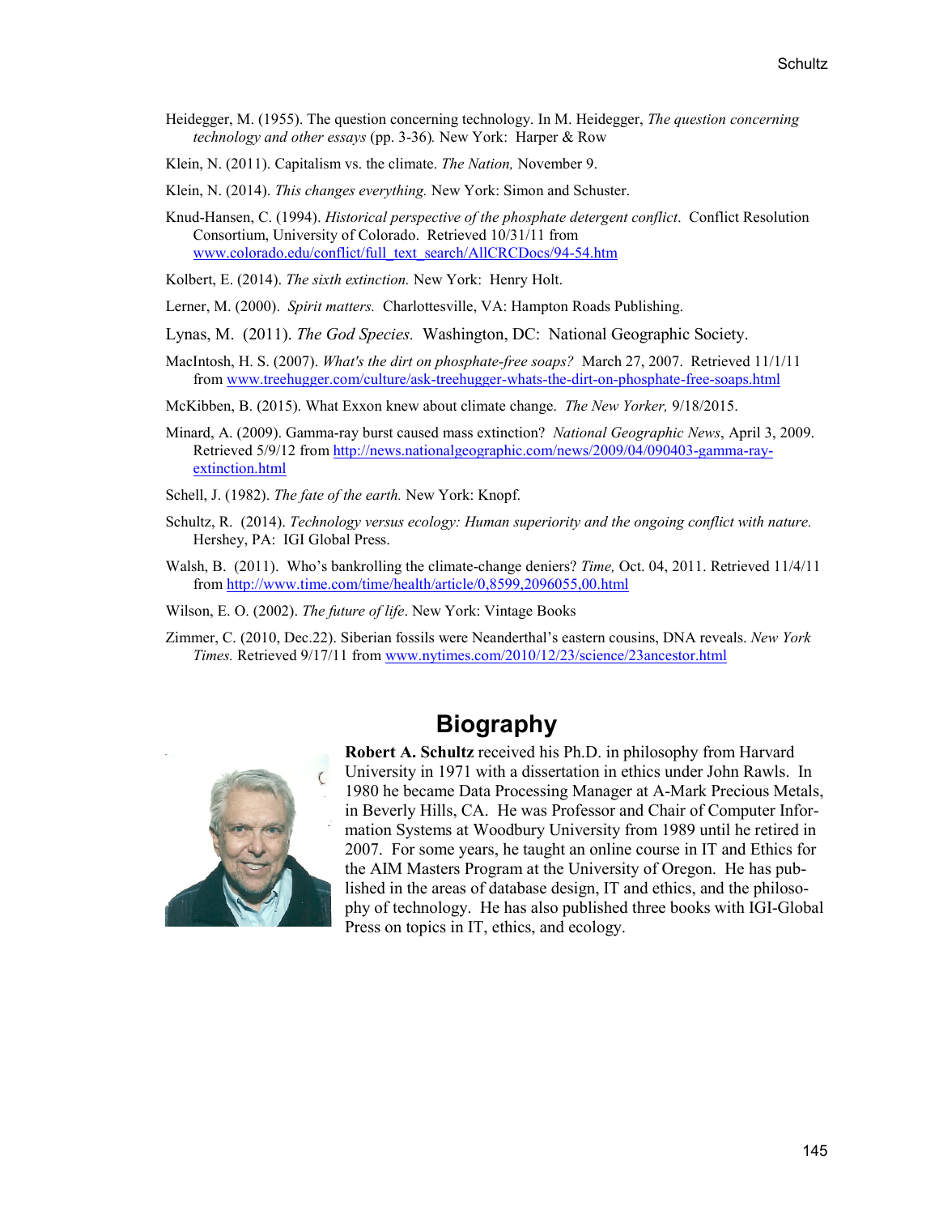Heidegger, M. (1955). The question concerning technology. In M. Heidegger, *The question concerning technology and other essays* (pp. 3-36). New York: Harper & Row

Klein, N. (2011). Capitalism vs. the climate. *The Nation,* November 9.

Klein, N. (2014). *This changes everything.* New York: Simon and Schuster.

Knud-Hansen, C. (1994). *Historical perspective of the phosphate detergent conflict*. Conflict Resolution Consortium, University of Colorado. Retrieved 10/31/11 from www.colorado.edu/conflict/full_text_search/AllCRCDocs/94-54.htm

Kolbert, E. (2014). *The sixth extinction.* New York: Henry Holt.

Lerner, M. (2000). *Spirit matters.* Charlottesville, VA: Hampton Roads Publishing.

Lynas, M. (2011). *The God Species.* Washington, DC: National Geographic Society.

MacIntosh, H. S. (2007). *What's the dirt on phosphate-free soaps?* March 27, 2007. Retrieved 11/1/11 from www.treehugger.com/culture/ask-treehugger-whats-the-dirt-on-phosphate-free-soaps.html

McKibben, B. (2015). What Exxon knew about climate change. *The New Yorker,* 9/18/2015.

Minard, A. (2009). Gamma-ray burst caused mass extinction? *National Geographic News*, April 3, 2009. Retrieved 5/9/12 from http://news.nationalgeographic.com/news/2009/04/090403-gamma-ray-extinction.html

Schell, J. (1982). *The fate of the earth.* New York: Knopf.

Schultz, R. (2014). *Technology versus ecology: Human superiority and the ongoing conflict with nature.* Hershey, PA: IGI Global Press.

Walsh, B. (2011). Who's bankrolling the climate-change deniers? *Time,* Oct. 04, 2011. Retrieved 11/4/11 from http://www.time.com/time/health/article/0,8599,2096055,00.html

Wilson, E. O. (2002). *The future of life*. New York: Vintage Books

Zimmer, C. (2010, Dec.22). Siberian fossils were Neanderthal's eastern cousins, DNA reveals. *New York Times.* Retrieved 9/17/11 from www.nytimes.com/2010/12/23/science/23ancestor.html

## Biography

**Robert A. Schultz** received his Ph.D. in philosophy from Harvard University in 1971 with a dissertation in ethics under John Rawls. In 1980 he became Data Processing Manager at A-Mark Precious Metals, in Beverly Hills, CA. He was Professor and Chair of Computer Information Systems at Woodbury University from 1989 until he retired in 2007. For some years, he taught an online course in IT and Ethics for the AIM Masters Program at the University of Oregon. He has published in the areas of database design, IT and ethics, and the philosophy of technology. He has also published three books with IGI-Global Press on topics in IT, ethics, and ecology.